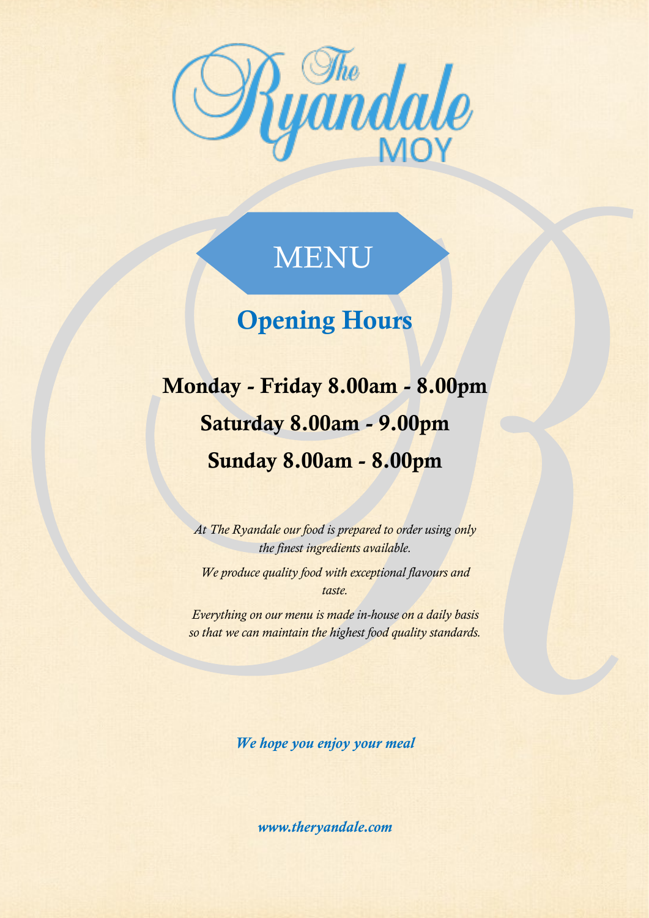# The Ryandale
MOY

## MENU

## Opening Hours

**Monday - Friday 8.00am - 8.00pm**

**Saturday 8.00am - 9.00pm**

**Sunday 8.00am - 8.00pm**

*At The Ryandale our food is prepared to order using only the finest ingredients available.*

*We produce quality food with exceptional flavours and taste.*

*Everything on our menu is made in-house on a daily basis so that we can maintain the highest food quality standards.*

***We hope you enjoy your meal***

***www.theryandale.com***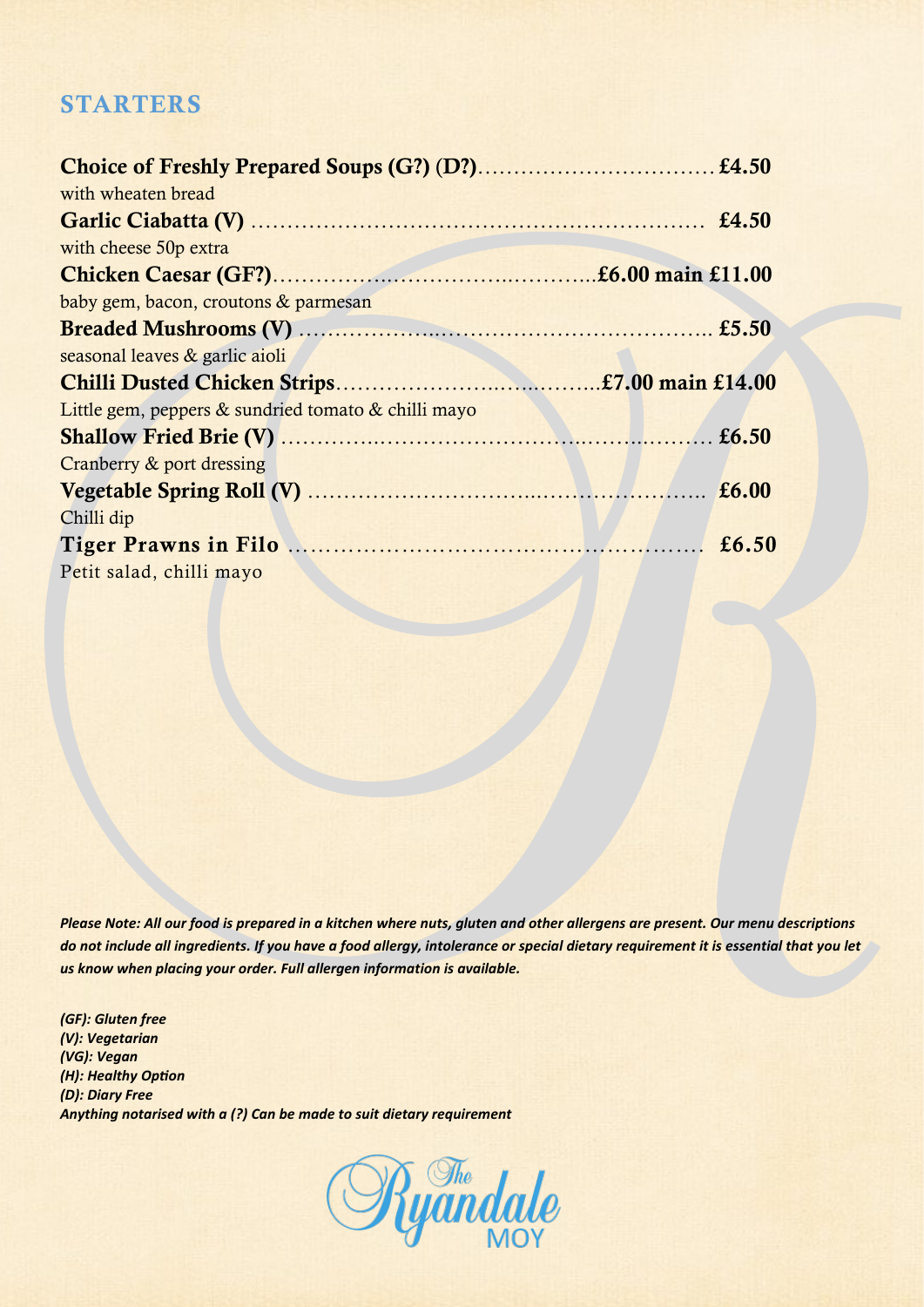## STARTERS

**Choice of Freshly Prepared Soups (G?) (D?)**................................ **£4.50**
with wheaten bread

**Garlic Ciabatta (V)** ............................................................ **£4.50**
with cheese 50p extra

**Chicken Caesar (GF?)**.........................................**£6.00 main £11.00**
baby gem, bacon, croutons & parmesan

**Breaded Mushrooms (V)** ...................................................... **£5.50**
seasonal leaves & garlic aioli

**Chilli Dusted Chicken Strips**..........................................**£7.00 main £14.00**
Little gem, peppers & sundried tomato & chilli mayo

**Shallow Fried Brie (V)** ........................................................ **£6.50**
Cranberry & port dressing

**Vegetable Spring Roll (V)** .................................................... **£6.00**
Chilli dip

**Tiger Prawns in Filo** .......................................................... **£6.50**
Petit salad, chilli mayo

***Please Note: All our food is prepared in a kitchen where nuts, gluten and other allergens are present. Our menu descriptions do not include all ingredients. If you have a food allergy, intolerance or special dietary requirement it is essential that you let us know when placing your order. Full allergen information is available.***

***(GF): Gluten free***
***(V): Vegetarian***
***(VG): Vegan***
***(H): Healthy Option***
***(D): Diary Free***
***Anything notarised with a (?) Can be made to suit dietary requirement***

The Ryandale
MOY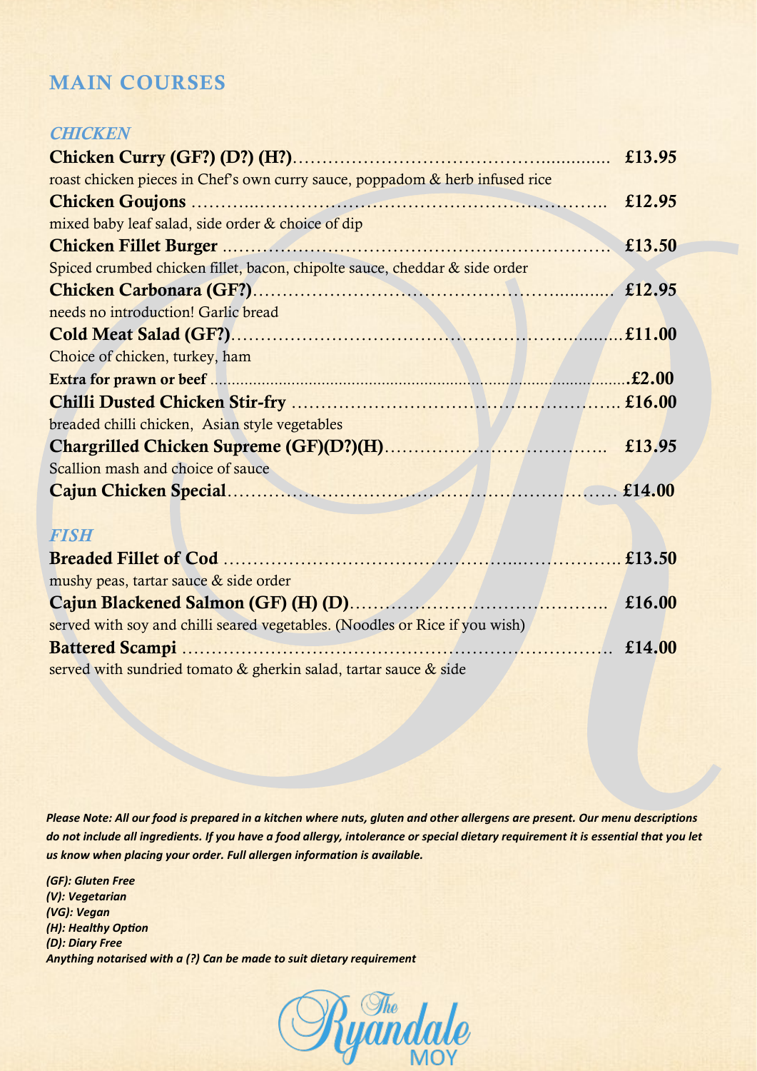## MAIN COURSES

### *CHICKEN*

**Chicken Curry (GF?) (D?) (H?)** ........................................ **£13.95**
roast chicken pieces in Chef's own curry sauce, poppadom & herb infused rice

**Chicken Goujons** ........................................ **£12.95**
mixed baby leaf salad, side order & choice of dip

**Chicken Fillet Burger** ........................................ **£13.50**
Spiced crumbed chicken fillet, bacon, chipolte sauce, cheddar & side order

**Chicken Carbonara (GF?)** ........................................ **£12.95**
needs no introduction! Garlic bread

**Cold Meat Salad (GF?)** ........................................ **£11.00**
Choice of chicken, turkey, ham

**Extra for prawn or beef** ........................................ **£2.00**

**Chilli Dusted Chicken Stir-fry** ........................................ **£16.00**
breaded chilli chicken, Asian style vegetables

**Chargrilled Chicken Supreme (GF)(D?)(H)** ........................................ **£13.95**
Scallion mash and choice of sauce

**Cajun Chicken Special** ........................................ **£14.00**

### *FISH*

**Breaded Fillet of Cod** ........................................ **£13.50**
mushy peas, tartar sauce & side order

**Cajun Blackened Salmon (GF) (H) (D)** ........................................ **£16.00**
served with soy and chilli seared vegetables. (Noodles or Rice if you wish)

**Battered Scampi** ........................................ **£14.00**
served with sundried tomato & gherkin salad, tartar sauce & side

***Please Note: All our food is prepared in a kitchen where nuts, gluten and other allergens are present. Our menu descriptions do not include all ingredients. If you have a food allergy, intolerance or special dietary requirement it is essential that you let us know when placing your order. Full allergen information is available.***

***(GF): Gluten Free***
***(V): Vegetarian***
***(VG): Vegan***
***(H): Healthy Option***
***(D): Diary Free***
***Anything notarised with a (?) Can be made to suit dietary requirement***

The Ryandale
MOY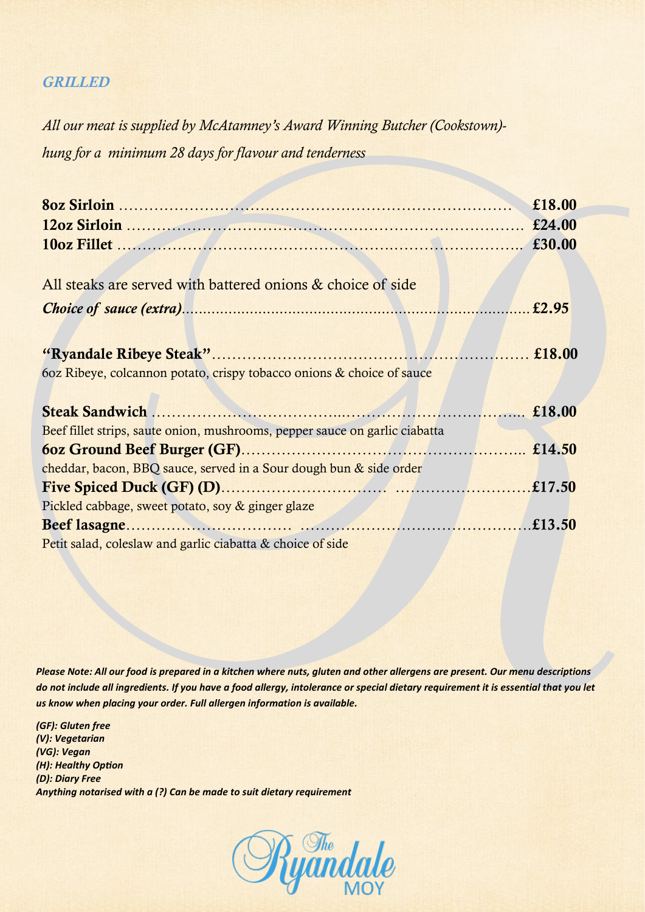## *GRILLED*

*All our meat is supplied by McAtamney's Award Winning Butcher (Cookstown)- hung for a minimum 28 days for flavour and tenderness*

**8oz Sirloin** ........................................................................ **£18.00**
**12oz Sirloin** ........................................................................ **£24.00**
**10oz Fillet** ........................................................................ **£30.00**

All steaks are served with battered onions & choice of side

***Choice of sauce (extra)***.................................................................................**£2.95**

**"Ryandale Ribeye Steak"**............................................................ **£18.00**
6oz Ribeye, colcannon potato, crispy tobacco onions & choice of sauce

**Steak Sandwich** ........................................................................ **£18.00**
Beef fillet strips, saute onion, mushrooms, pepper sauce on garlic ciabatta

**6oz Ground Beef Burger (GF)**...................................................... **£14.50**
cheddar, bacon, BBQ sauce, served in a Sour dough bun & side order

**Five Spiced Duck (GF) (D)**................................ ...........................**£17.50**
Pickled cabbage, sweet potato, soy & ginger glaze

**Beef lasagne**.............................. ...........................................**£13.50**
Petit salad, coleslaw and garlic ciabatta & choice of side

***Please Note: All our food is prepared in a kitchen where nuts, gluten and other allergens are present. Our menu descriptions do not include all ingredients. If you have a food allergy, intolerance or special dietary requirement it is essential that you let us know when placing your order. Full allergen information is available.***

***(GF): Gluten free***
***(V): Vegetarian***
***(VG): Vegan***
***(H): Healthy Option***
***(D): Diary Free***
***Anything notarised with a (?) Can be made to suit dietary requirement***

The Ryandale MOY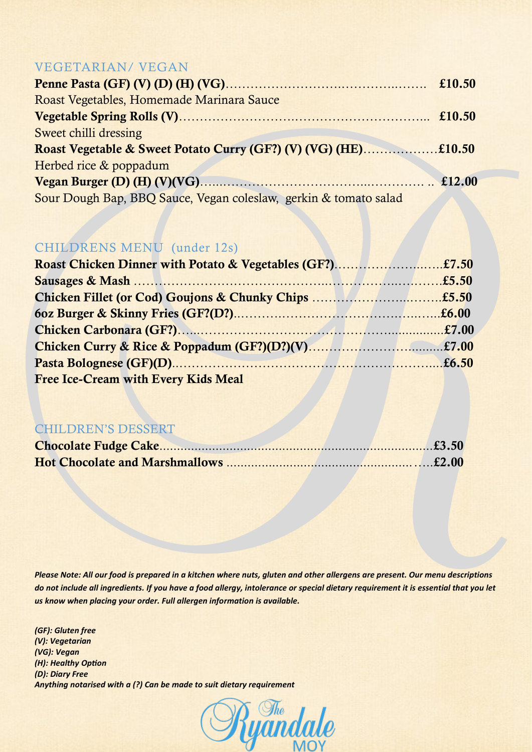## VEGETARIAN/ VEGAN

**Penne Pasta (GF) (V) (D) (H) (VG)**……………………………………………… **£10.50**
Roast Vegetables, Homemade Marinara Sauce

**Vegetable Spring Rolls (V)**…………………………………………………… **£10.50**
Sweet chilli dressing

**Roast Vegetable & Sweet Potato Curry (GF?) (V) (VG) (HE)**………………**£10.50**
Herbed rice & poppadum

**Vegan Burger (D) (H) (V)(VG)**…………………………………………… .. **£12.00**
Sour Dough Bap, BBQ Sauce, Vegan coleslaw, gerkin & tomato salad

## CHILDRENS MENU (under 12s)

**Roast Chicken Dinner with Potato & Vegetables (GF?)**……………………**£7.50**
**Sausages & Mash** ………………………………………………………………**£5.50**
**Chicken Fillet (or Cod) Goujons & Chunky Chips** ………………………**£5.50**
**6oz Burger & Skinny Fries (GF?(D?)**………………………………………**£6.00**
**Chicken Carbonara (GF?)**…………………………………………………………**£7.00**
**Chicken Curry & Rice & Poppadum (GF?)(D?)(V)**……………………………**£7.00**
**Pasta Bolognese (GF)(D)**…………………………………………………………**£6.50**
**Free Ice-Cream with Every Kids Meal**

## CHILDREN'S DESSERT

**Chocolate Fudge Cake**……………………………………………………………**£3.50**
**Hot Chocolate and Marshmallows** ……………………………………………**£2.00**

***Please Note: All our food is prepared in a kitchen where nuts, gluten and other allergens are present. Our menu descriptions do not include all ingredients. If you have a food allergy, intolerance or special dietary requirement it is essential that you let us know when placing your order. Full allergen information is available.***

***(GF): Gluten free***
***(V): Vegetarian***
***(VG): Vegan***
***(H): Healthy Option***
***(D): Diary Free***
***Anything notarised with a (?) Can be made to suit dietary requirement***

The Ryandale MOY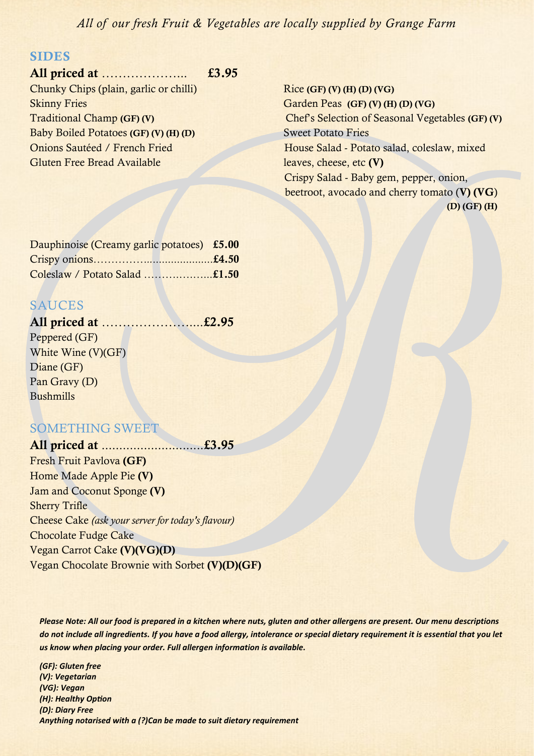*All of our fresh Fruit & Vegetables are locally supplied by Grange Farm*

## SIDES

**All priced at ………………….. £3.95**

Chunky Chips (plain, garlic or chilli)
Skinny Fries
Traditional Champ **(GF) (V)**
Baby Boiled Potatoes **(GF) (V) (H) (D)**
Onions Sautéed / French Fried
Gluten Free Bread Available

Rice **(GF) (V) (H) (D) (VG)**
Garden Peas **(GF) (V) (H) (D) (VG)**
Chef's Selection of Seasonal Vegetables **(GF) (V)**
Sweet Potato Fries
House Salad - Potato salad, coleslaw, mixed leaves, cheese, etc **(V)**
Crispy Salad - Baby gem, pepper, onion, beetroot, avocado and cherry tomato **(V) (VG) (D) (GF) (H)**

Dauphinoise (Creamy garlic potatoes) **£5.00**
Crispy onions…………….....................**£4.50**
Coleslaw / Potato Salad ………..……...**£1.50**

## SAUCES

**All priced at ……………………....£2.95**

Peppered (GF)
White Wine (V)(GF)
Diane (GF)
Pan Gravy (D)
Bushmills

## SOMETHING SWEET

**All priced at ……………………….£3.95**

Fresh Fruit Pavlova **(GF)**
Home Made Apple Pie **(V)**
Jam and Coconut Sponge **(V)**
Sherry Trifle
Cheese Cake *(ask your server for today's flavour)*
Chocolate Fudge Cake
Vegan Carrot Cake **(V)(VG)(D)**
Vegan Chocolate Brownie with Sorbet **(V)(D)(GF)**

***Please Note: All our food is prepared in a kitchen where nuts, gluten and other allergens are present. Our menu descriptions do not include all ingredients. If you have a food allergy, intolerance or special dietary requirement it is essential that you let us know when placing your order. Full allergen information is available.***

***(GF): Gluten free***
***(V): Vegetarian***
***(VG): Vegan***
***(H): Healthy Option***
***(D): Diary Free***
***Anything notarised with a (?)Can be made to suit dietary requirement***